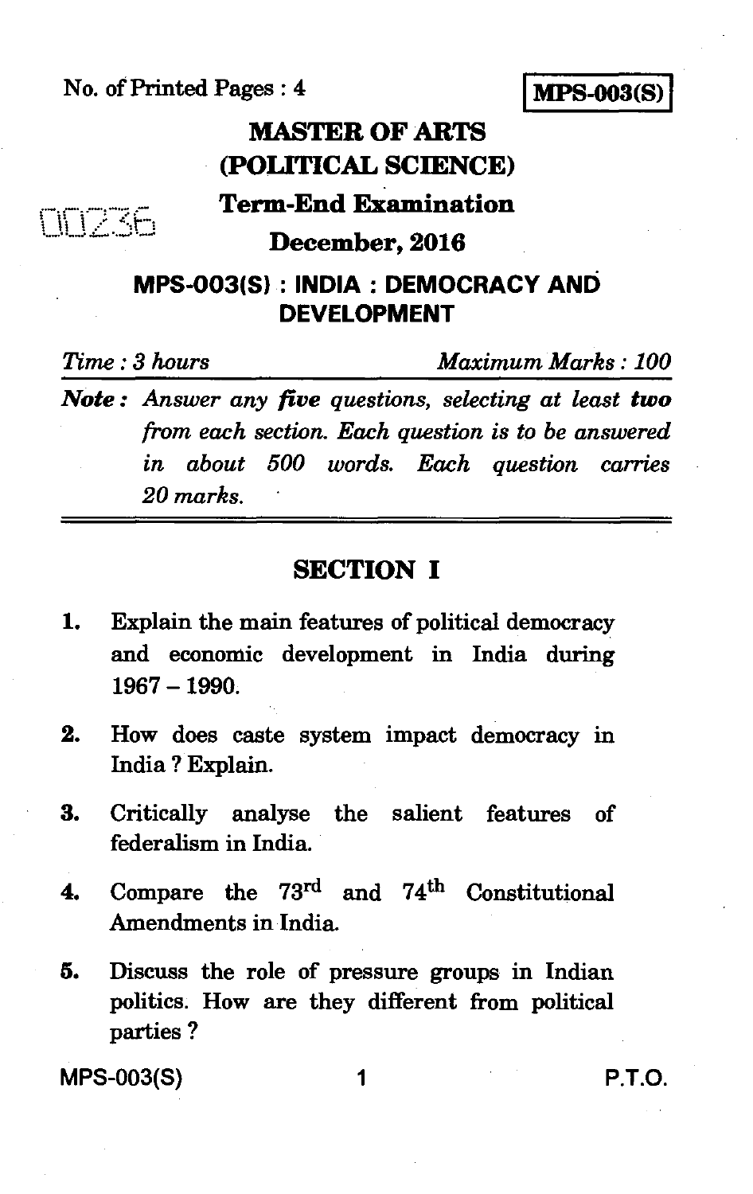No. of Printed Pages : 4

**MPS-003(S)**

# MASTER OF ARTS (POLITICAL SCIENCE)

## Term-End Examination

00236

## December, 2016

## MPS-003(S) : INDIA : DEMOCRACY AND DEVELOPMENT

*Time : 3 hours* *Maximum Marks : 100*

***Note :*** *Answer any **five** questions, selecting at least **two** from each section. Each question is to be answered in about 500 words. Each question carries 20 marks.*

---

## SECTION I

1. Explain the main features of political democracy and economic development in India during 1967 – 1990.

2. How does caste system impact democracy in India ? Explain.

3. Critically analyse the salient features of federalism in India.

4. Compare the 73rd and 74th Constitutional Amendments in India.

5. Discuss the role of pressure groups in Indian politics. How are they different from political parties ?

P.T.O.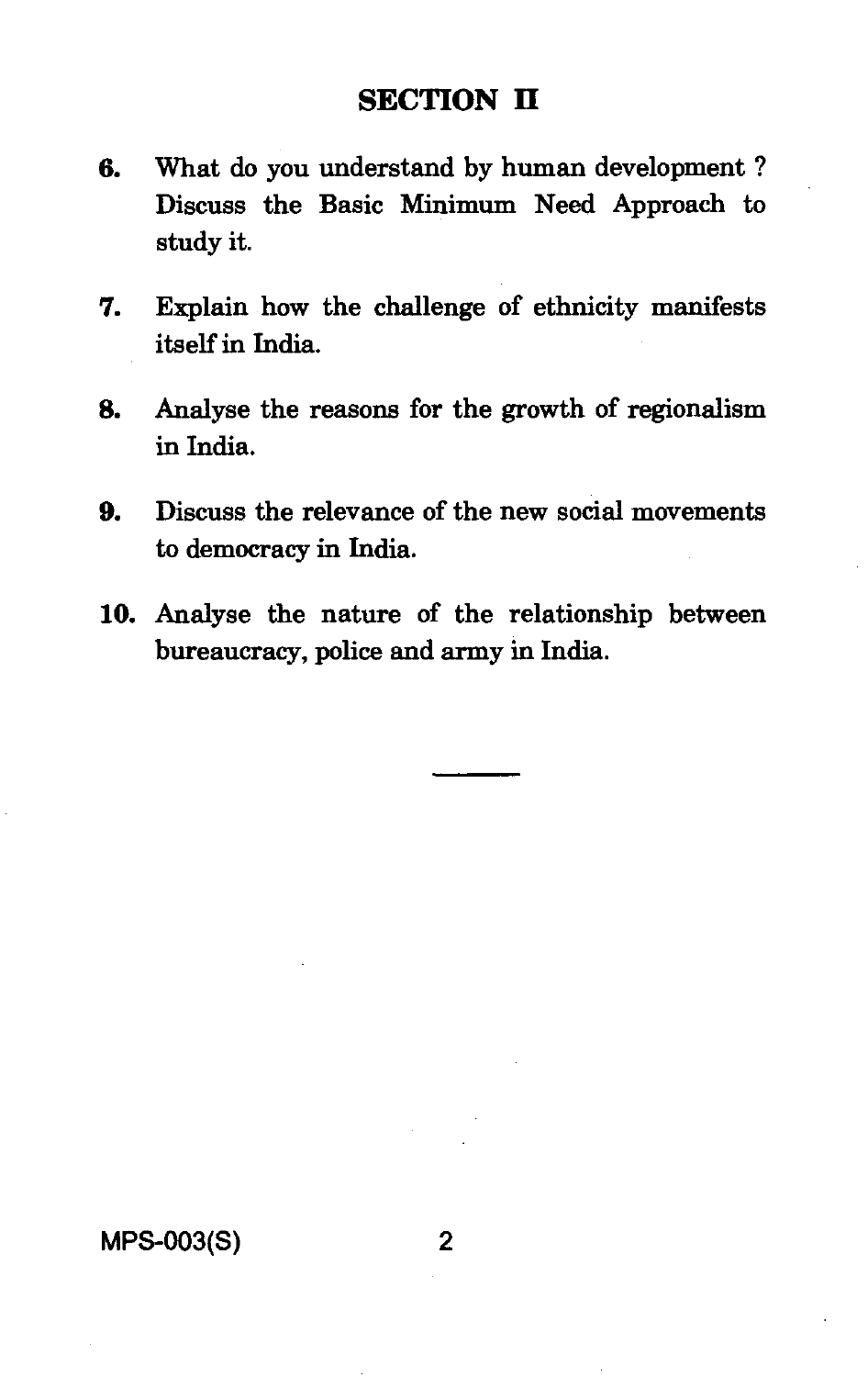## SECTION II

6. What do you understand by human development ? Discuss the Basic Minimum Need Approach to study it.

7. Explain how the challenge of ethnicity manifests itself in India.

8. Analyse the reasons for the growth of regionalism in India.

9. Discuss the relevance of the new social movements to democracy in India.

10. Analyse the nature of the relationship between bureaucracy, police and army in India.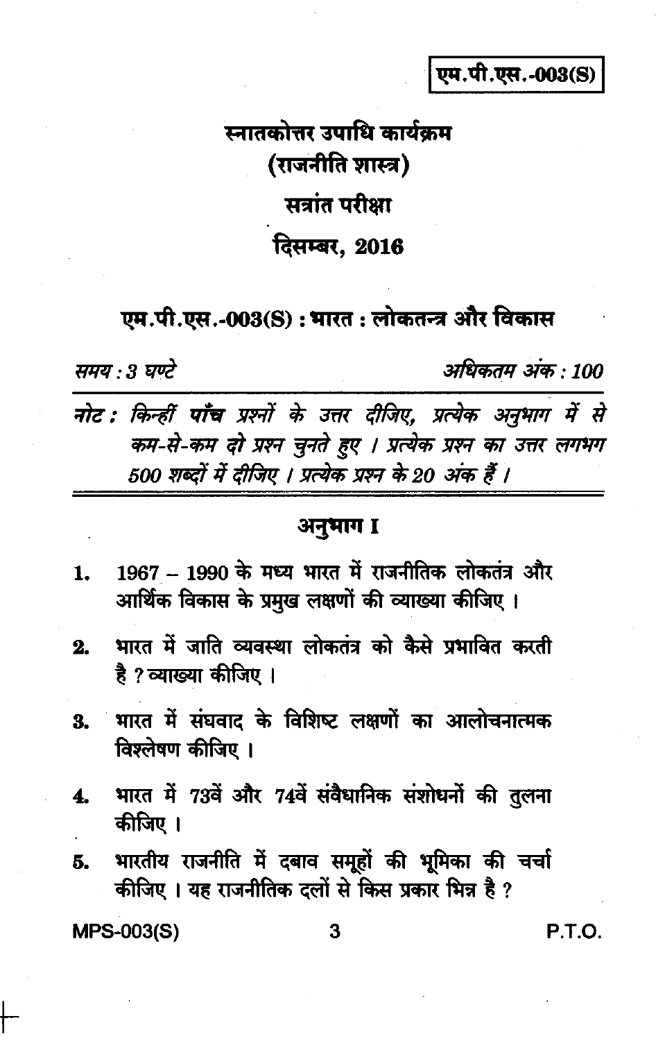**एम.पी.एस.-003(S)**

# स्नातकोत्तर उपाधि कार्यक्रम

## (राजनीति शास्त्र)

## सत्रांत परीक्षा

## दिसम्बर, 2016

### एम.पी.एस.-003(S) : भारत : लोकतन्त्र और विकास

*समय : 3 घण्टे* | *अधिकतम अंक : 100*

*नोट : किन्हीं* ***पाँच*** *प्रश्नों के उत्तर दीजिए, प्रत्येक अनुभाग में से कम-से-कम दो प्रश्न चुनते हुए । प्रत्येक प्रश्न का उत्तर लगभग 500 शब्दों में दीजिए । प्रत्येक प्रश्न के 20 अंक हैं ।*

---

### अनुभाग I

1. 1967 – 1990 के मध्य भारत में राजनीतिक लोकतंत्र और आर्थिक विकास के प्रमुख लक्षणों की व्याख्या कीजिए ।

2. भारत में जाति व्यवस्था लोकतंत्र को कैसे प्रभावित करती है ? व्याख्या कीजिए ।

3. भारत में संघवाद के विशिष्ट लक्षणों का आलोचनात्मक विश्लेषण कीजिए ।

4. भारत में 73वें और 74वें संवैधानिक संशोधनों की तुलना कीजिए ।

5. भारतीय राजनीति में दबाव समूहों की भूमिका की चर्चा कीजिए । यह राजनीतिक दलों से किस प्रकार भिन्न है ?

P.T.O.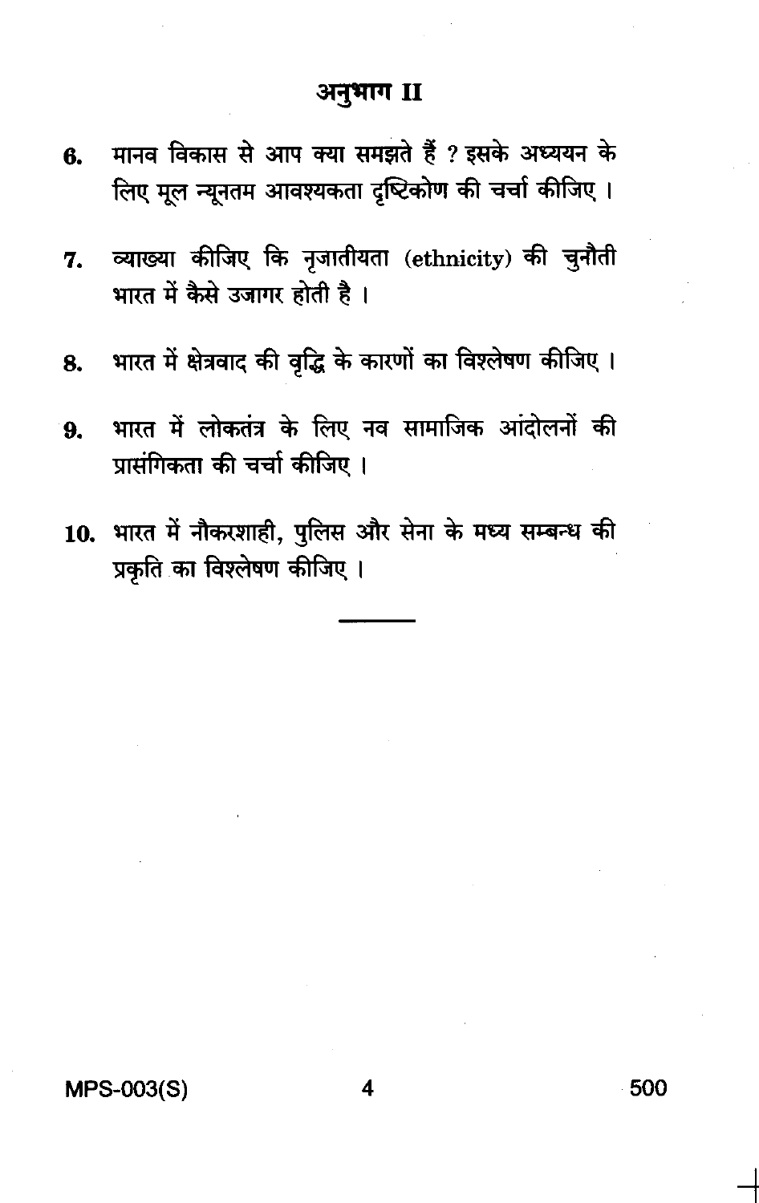## अनुभाग II

6. मानव विकास से आप क्या समझते हैं ? इसके अध्ययन के लिए मूल न्यूनतम आवश्यकता दृष्टिकोण की चर्चा कीजिए ।

7. व्याख्या कीजिए कि नृजातीयता (ethnicity) की चुनौती भारत में कैसे उजागर होती है ।

8. भारत में क्षेत्रवाद की वृद्धि के कारणों का विश्लेषण कीजिए ।

9. भारत में लोकतंत्र के लिए नव सामाजिक आंदोलनों की प्रासंगिकता की चर्चा कीजिए ।

10. भारत में नौकरशाही, पुलिस और सेना के मध्य सम्बन्ध की प्रकृति का विश्लेषण कीजिए ।

---